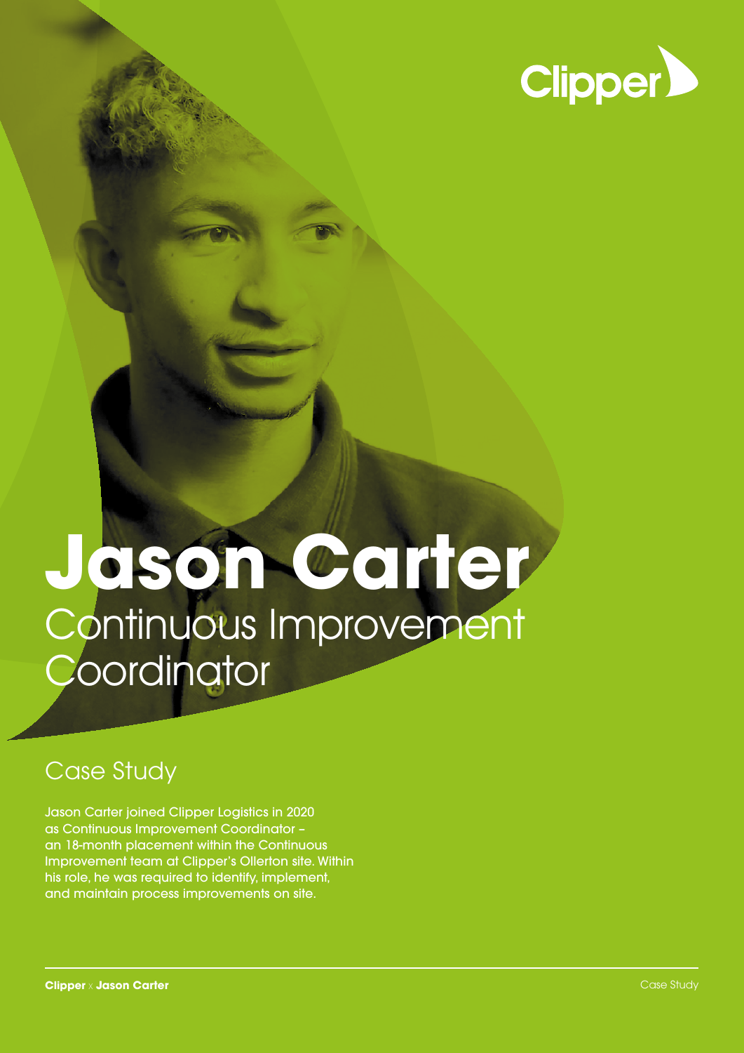Clipper

# Jason Carter

## Continuous Improvement Coordinator

## Case Study

Jason Carter joined Clipper Logistics in 2020 as Continuous Improvement Coordinator – an 18-month placement within the Continuous Improvement team at Clipper's Ollerton site. Within his role, he was required to identify, implement, and maintain process improvements on site.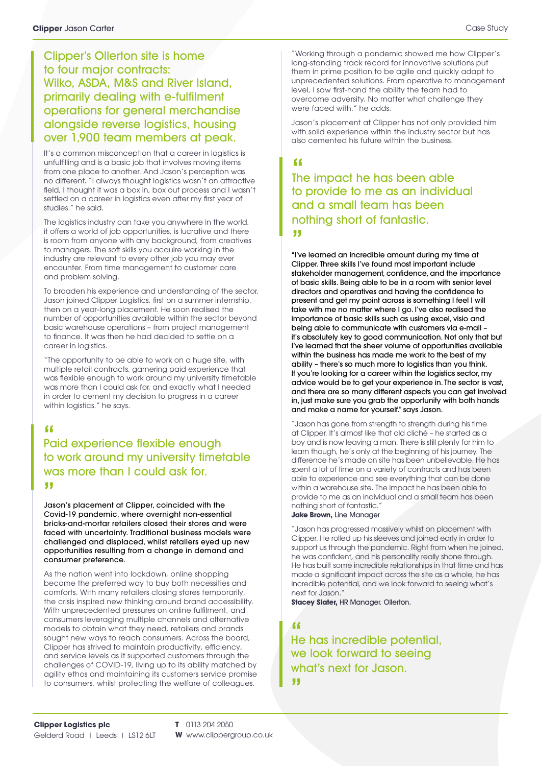## Clipper's Ollerton site is home to four major contracts: Wilko, ASDA, M&S and River Island, primarily dealing with e-fulfilment operations for general merchandise alongside reverse logistics, housing over 1,900 team members at peak.

It's a common misconception that a career in logistics is unfulfilling and is a basic job that involves moving items from one place to another. And Jason's perception was no different. "I always thought logistics wasn't an attractive field, I thought it was a box in, box out process and I wasn't settled on a career in logistics even after my first year of studies." he said.

The logistics industry can take you anywhere in the world, it offers a world of job opportunities, is lucrative and there is room from anyone with any background, from creatives to managers. The soft skills you acquire working in the industry are relevant to every other job you may ever encounter. From time management to customer care and problem solving.

To broaden his experience and understanding of the sector, Jason joined Clipper Logistics, first on a summer internship, then on a year-long placement. He soon realised the number of opportunities available within the sector beyond basic warehouse operations – from project management to finance. It was then he had decided to settle on a career in logistics.

"The opportunity to be able to work on a huge site, with multiple retail contracts, garnering paid experience that was flexible enough to work around my university timetable was more than I could ask for, and exactly what I needed in order to cement my decision to progress in a career within logistics." he says.

> "Paid experience flexible enough to work around my university timetable was more than I could ask for."

**Jason's placement at Clipper, coincided with the Covid-19 pandemic, where overnight non-essential bricks-and-mortar retailers closed their stores and were faced with uncertainty. Traditional business models were challenged and displaced, whilst retailers eyed up new opportunities resulting from a change in demand and consumer preference.**

As the nation went into lockdown, online shopping became the preferred way to buy both necessities and comforts. With many retailers closing stores temporarily, the crisis inspired new thinking around brand accessibility. With unprecedented pressures on online fulfilment, and consumers leveraging multiple channels and alternative models to obtain what they need, retailers and brands sought new ways to reach consumers. Across the board, Clipper has strived to maintain productivity, efficiency, and service levels as it supported customers through the challenges of COVID-19, living up to its ability matched by agility ethos and maintaining its customers service promise to consumers, whilst protecting the welfare of colleagues.

"Working through a pandemic showed me how Clipper's long-standing track record for innovative solutions put them in prime position to be agile and quickly adapt to unprecedented solutions. From operative to management level, I saw first-hand the ability the team had to overcome adversity. No matter what challenge they were faced with." he adds.

Jason's placement at Clipper has not only provided him with solid experience within the industry sector but has also cemented his future within the business.

> "The impact he has been able to provide to me as an individual and a small team has been nothing short of fantastic."

**"I've learned an incredible amount during my time at Clipper. Three skills I've found most important include stakeholder management, confidence, and the importance of basic skills. Being able to be in a room with senior level directors and operatives and having the confidence to present and get my point across is something I feel I will take with me no matter where I go. I've also realised the importance of basic skills such as using excel, visio and being able to communicate with customers via e-mail – it's absolutely key to good communication. Not only that but I've learned that the sheer volume of opportunities available within the business has made me work to the best of my ability – there's so much more to logistics than you think. If you're looking for a career within the logistics sector, my advice would be to get your experience in. The sector is vast, and there are so many different aspects you can get involved in, just make sure you grab the opportunity with both hands and make a name for yourself." says Jason.**

"Jason has gone from strength to strength during his time at Clipper. It's almost like that old cliché – he started as a boy and is now leaving a man. There is still plenty for him to learn though, he's only at the beginning of his journey. The difference he's made on site has been unbelievable. He has spent a lot of time on a variety of contracts and has been able to experience and see everything that can be done within a warehouse site. The impact he has been able to provide to me as an individual and a small team has been nothing short of fantastic."
**Jake Brown,** Line Manager

"Jason has progressed massively whilst on placement with Clipper. He rolled up his sleeves and joined early in order to support us through the pandemic. Right from when he joined, he was confident, and his personality really shone through. He has built some incredible relationships in that time and has made a significant impact across the site as a whole, he has incredible potential, and we look forward to seeing what's next for Jason."
**Stacey Slater,** HR Manager. Ollerton.

> "He has incredible potential, we look forward to seeing what's next for Jason."

**Clipper Logistics plc**
Gelderd Road | Leeds | LS12 6LT

**T** 0113 204 2050
**W** www.clippergroup.co.uk